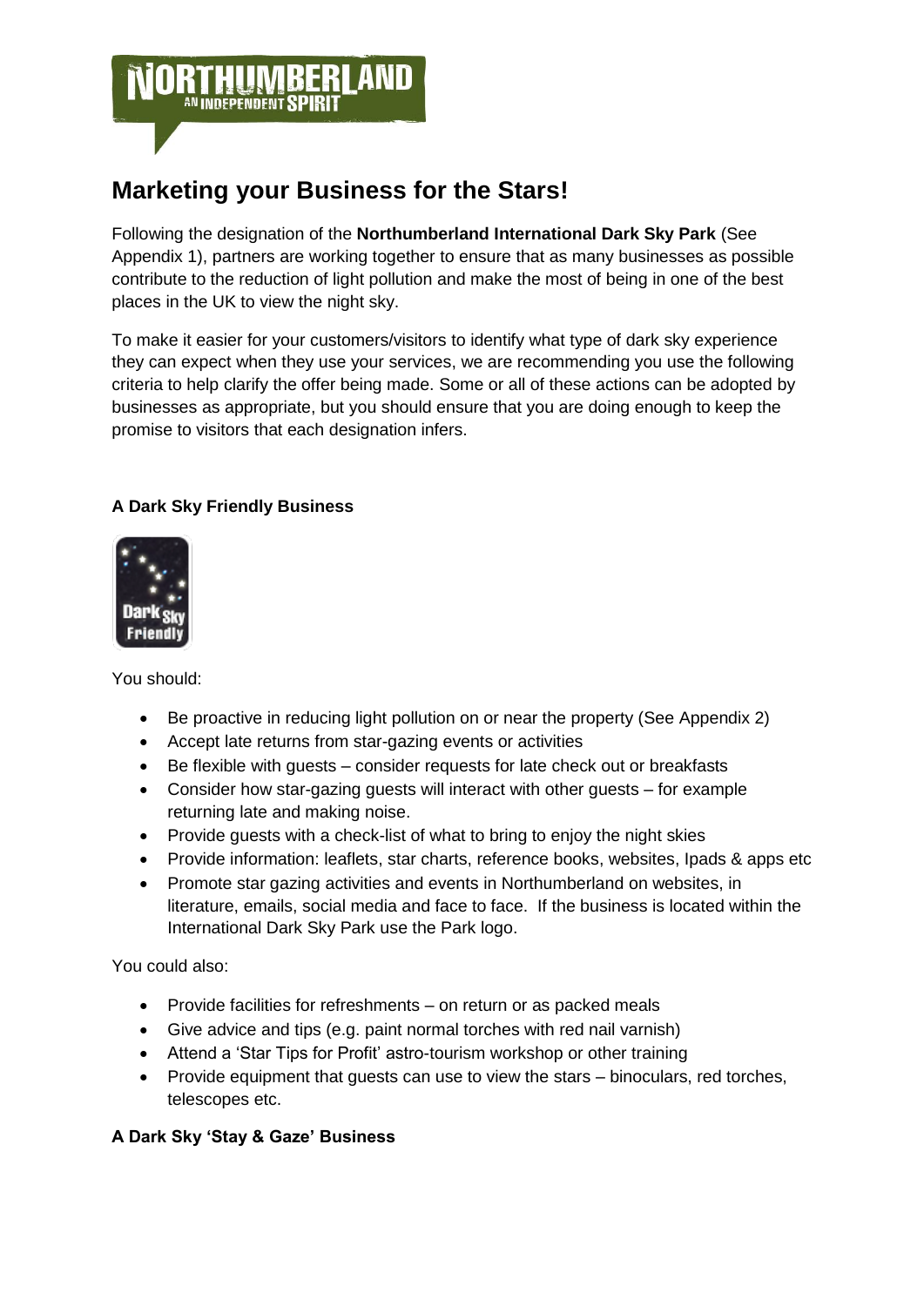# Marketing your Business for the Stars!

Following the designation of the **Northumberland International Dark Sky Park** (See Appendix 1), partners are working together to ensure that as many businesses as possible contribute to the reduction of light pollution and make the most of being in one of the best places in the UK to view the night sky.

To make it easier for your customers/visitors to identify what type of dark sky experience they can expect when they use your services, we are recommending you use the following criteria to help clarify the offer being made. Some or all of these actions can be adopted by businesses as appropriate, but you should ensure that you are doing enough to keep the promise to visitors that each designation infers.

### A Dark Sky Friendly Business

You should:

- Be proactive in reducing light pollution on or near the property (See Appendix 2)
- Accept late returns from star-gazing events or activities
- Be flexible with guests – consider requests for late check out or breakfasts
- Consider how star-gazing guests will interact with other guests – for example returning late and making noise.
- Provide guests with a check-list of what to bring to enjoy the night skies
- Provide information: leaflets, star charts, reference books, websites, Ipads & apps etc
- Promote star gazing activities and events in Northumberland on websites, in literature, emails, social media and face to face. If the business is located within the International Dark Sky Park use the Park logo.

You could also:

- Provide facilities for refreshments – on return or as packed meals
- Give advice and tips (e.g. paint normal torches with red nail varnish)
- Attend a 'Star Tips for Profit' astro-tourism workshop or other training
- Provide equipment that guests can use to view the stars – binoculars, red torches, telescopes etc.

### A Dark Sky 'Stay & Gaze' Business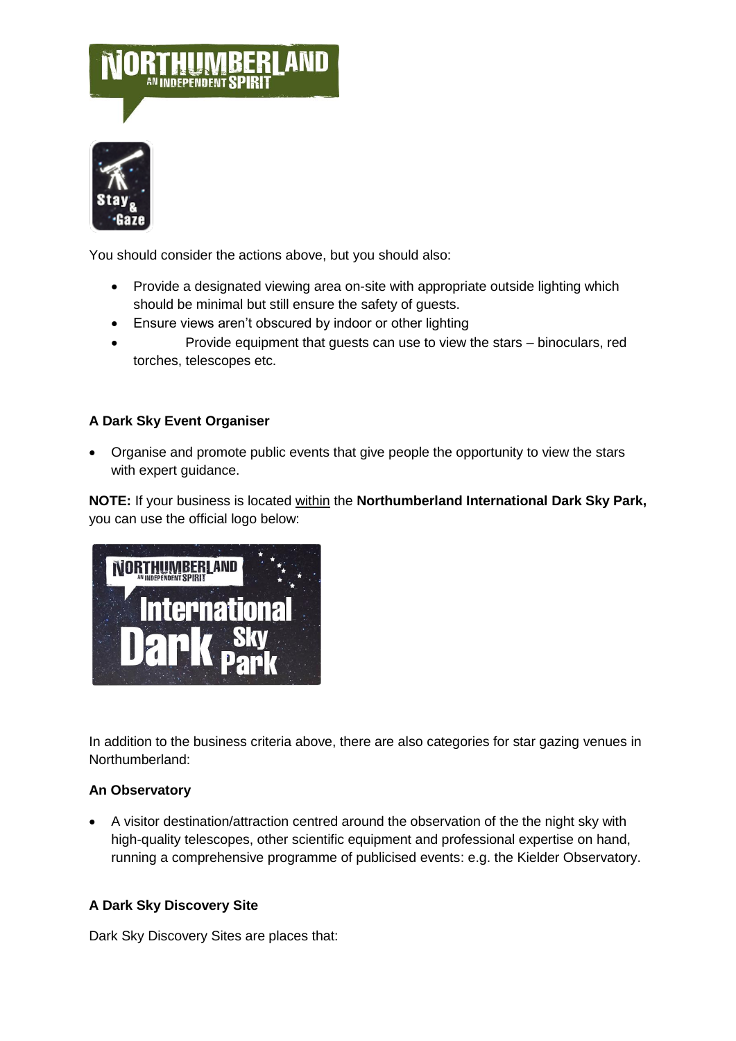You should consider the actions above, but you should also:

- Provide a designated viewing area on-site with appropriate outside lighting which should be minimal but still ensure the safety of guests.
- Ensure views aren't obscured by indoor or other lighting
- Provide equipment that guests can use to view the stars – binoculars, red torches, telescopes etc.

**A Dark Sky Event Organiser**

- Organise and promote public events that give people the opportunity to view the stars with expert guidance.

**NOTE:** If your business is located within the **Northumberland International Dark Sky Park,** you can use the official logo below:

In addition to the business criteria above, there are also categories for star gazing venues in Northumberland:

**An Observatory**

- A visitor destination/attraction centred around the observation of the the night sky with high-quality telescopes, other scientific equipment and professional expertise on hand, running a comprehensive programme of publicised events: e.g. the Kielder Observatory.

**A Dark Sky Discovery Site**

Dark Sky Discovery Sites are places that: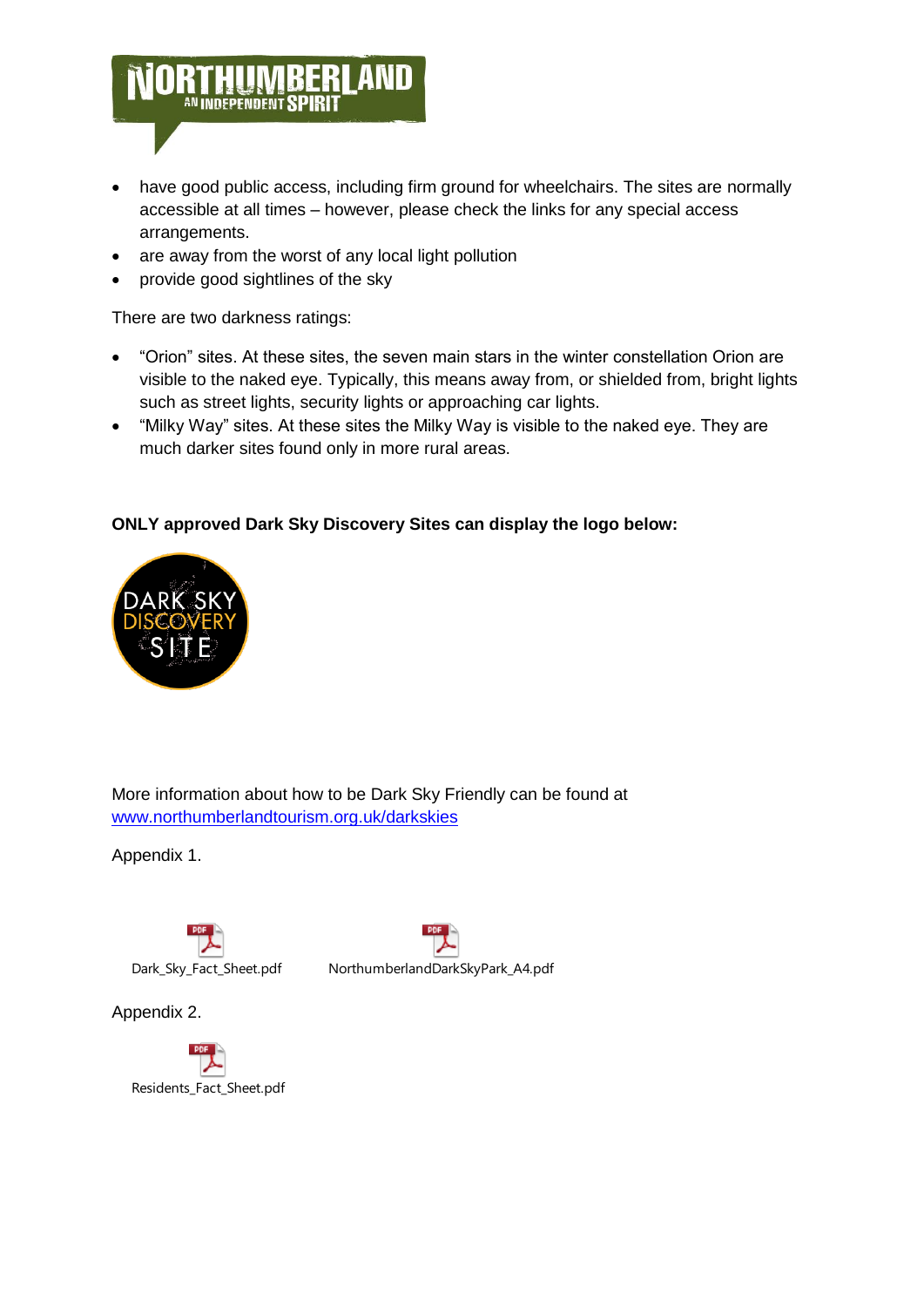- have good public access, including firm ground for wheelchairs. The sites are normally accessible at all times – however, please check the links for any special access arrangements.
- are away from the worst of any local light pollution
- provide good sightlines of the sky

There are two darkness ratings:

- “Orion” sites. At these sites, the seven main stars in the winter constellation Orion are visible to the naked eye. Typically, this means away from, or shielded from, bright lights such as street lights, security lights or approaching car lights.
- “Milky Way” sites. At these sites the Milky Way is visible to the naked eye. They are much darker sites found only in more rural areas.

**ONLY approved Dark Sky Discovery Sites can display the logo below:**

More information about how to be Dark Sky Friendly can be found at [www.northumberlandtourism.org.uk/darkskies](http://www.northumberlandtourism.org.uk/darkskies)

Appendix 1.

Dark_Sky_Fact_Sheet.pdf NorthumberlandDarkSkyPark_A4.pdf

Appendix 2.

Residents_Fact_Sheet.pdf